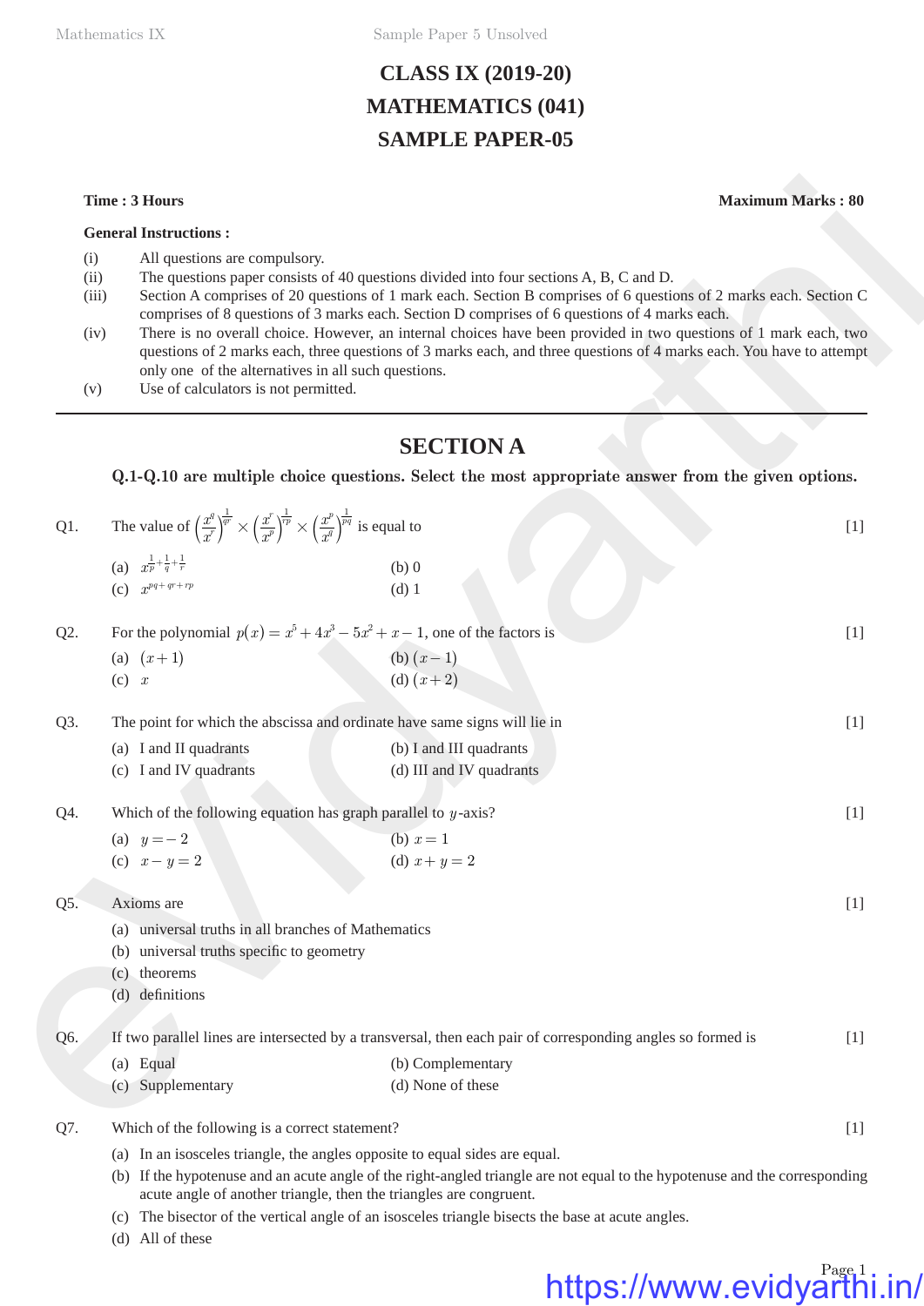# CLASS IX (2019-20)
# MATHEMATICS (041)
# SAMPLE PAPER-05

**Time : 3 Hours** **Maximum Marks : 80**

**General Instructions :**

(i) All questions are compulsory.

(ii) The questions paper consists of 40 questions divided into four sections A, B, C and D.

(iii) Section A comprises of 20 questions of 1 mark each. Section B comprises of 6 questions of 2 marks each. Section C comprises of 8 questions of 3 marks each. Section D comprises of 6 questions of 4 marks each.

(iv) There is no overall choice. However, an internal choices have been provided in two questions of 1 mark each, two questions of 2 marks each, three questions of 3 marks each, and three questions of 4 marks each. You have to attempt only one of the alternatives in all such questions.

(v) Use of calculators is not permitted.

---

## SECTION A

**Q.1-Q.10 are multiple choice questions. Select the most appropriate answer from the given options.**

Q1. The value of $\left(\frac{x^q}{x^r}\right)^{\frac{1}{qr}} \times \left(\frac{x^r}{x^p}\right)^{\frac{1}{rp}} \times \left(\frac{x^p}{x^q}\right)^{\frac{1}{pq}}$ is equal to [1]

(a) $x^{\frac{1}{p}+\frac{1}{q}+\frac{1}{r}}$ (b) 0
(c) $x^{pq+qr+rp}$ (d) 1

Q2. For the polynomial $p(x) = x^5 + 4x^3 - 5x^2 + x - 1$, one of the factors is [1]

(a) $(x+1)$ (b) $(x-1)$
(c) $x$ (d) $(x+2)$

Q3. The point for which the abscissa and ordinate have same signs will lie in [1]

(a) I and II quadrants (b) I and III quadrants
(c) I and IV quadrants (d) III and IV quadrants

Q4. Which of the following equation has graph parallel to $y$-axis? [1]

(a) $y = -2$ (b) $x = 1$
(c) $x - y = 2$ (d) $x + y = 2$

Q5. Axioms are [1]

(a) universal truths in all branches of Mathematics
(b) universal truths specific to geometry
(c) theorems
(d) definitions

Q6. If two parallel lines are intersected by a transversal, then each pair of corresponding angles so formed is [1]

(a) Equal (b) Complementary
(c) Supplementary (d) None of these

Q7. Which of the following is a correct statement? [1]

(a) In an isosceles triangle, the angles opposite to equal sides are equal.
(b) If the hypotenuse and an acute angle of the right-angled triangle are not equal to the hypotenuse and the corresponding acute angle of another triangle, then the triangles are congruent.
(c) The bisector of the vertical angle of an isosceles triangle bisects the base at acute angles.
(d) All of these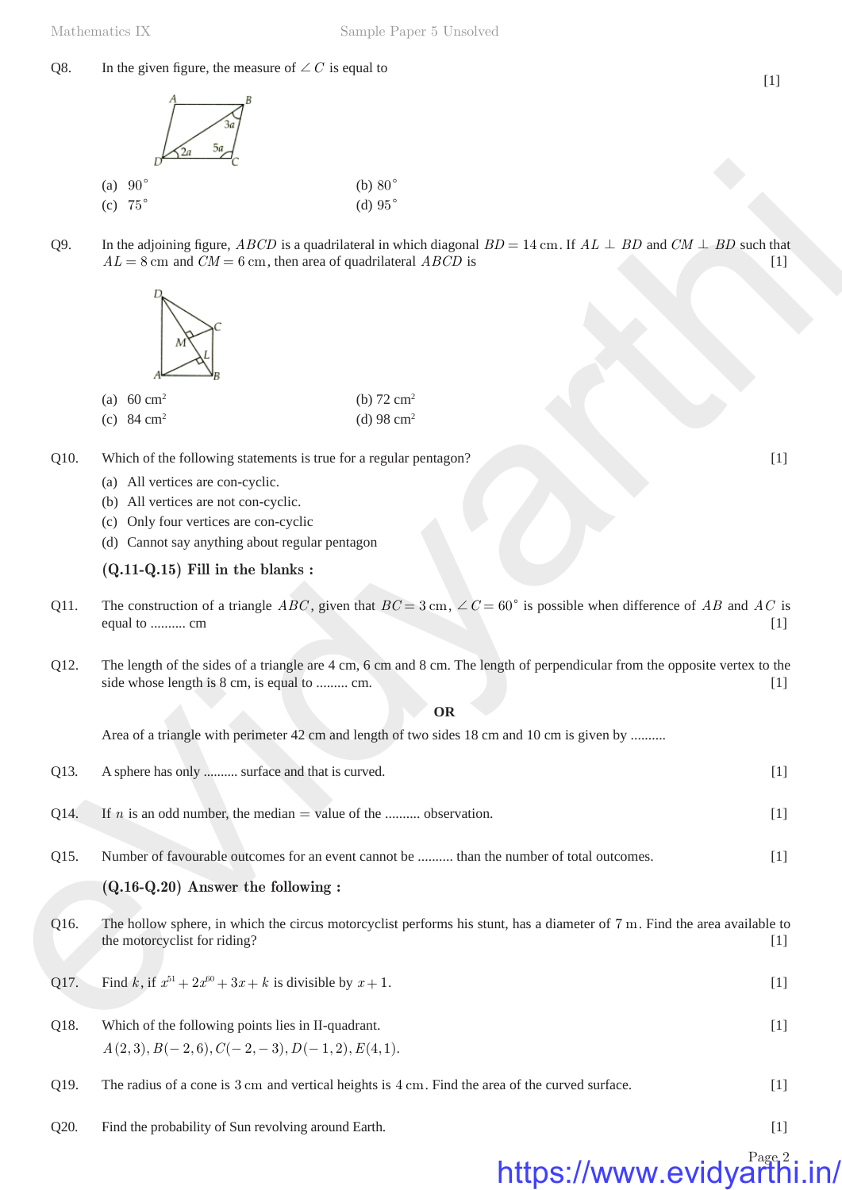Q8. In the given figure, the measure of $\angle C$ is equal to [1]

(a) $90^\circ$ (b) $80^\circ$
(c) $75^\circ$ (d) $95^\circ$

Q9. In the adjoining figure, $ABCD$ is a quadrilateral in which diagonal $BD = 14\text{ cm}$. If $AL \perp BD$ and $CM \perp BD$ such that $AL = 8\text{ cm}$ and $CM = 6\text{ cm}$, then area of quadrilateral $ABCD$ is [1]

(a) 60 cm$^2$ (b) 72 cm$^2$
(c) 84 cm$^2$ (d) 98 cm$^2$

Q10. Which of the following statements is true for a regular pentagon? [1]

(a) All vertices are con-cyclic.
(b) All vertices are not con-cyclic.
(c) Only four vertices are con-cyclic
(d) Cannot say anything about regular pentagon

**(Q.11-Q.15) Fill in the blanks :**

Q11. The construction of a triangle $ABC$, given that $BC = 3\text{ cm}$, $\angle C = 60^\circ$ is possible when difference of $AB$ and $AC$ is equal to .......... cm [1]

Q12. The length of the sides of a triangle are 4 cm, 6 cm and 8 cm. The length of perpendicular from the opposite vertex to the side whose length is 8 cm, is equal to ......... cm. [1]

**OR**

Area of a triangle with perimeter 42 cm and length of two sides 18 cm and 10 cm is given by ..........

Q13. A sphere has only .......... surface and that is curved. [1]

Q14. If $n$ is an odd number, the median = value of the .......... observation. [1]

Q15. Number of favourable outcomes for an event cannot be .......... than the number of total outcomes. [1]

**(Q.16-Q.20) Answer the following :**

Q16. The hollow sphere, in which the circus motorcyclist performs his stunt, has a diameter of $7\text{ m}$. Find the area available to the motorcyclist for riding? [1]

Q17. Find $k$, if $x^{51} + 2x^{60} + 3x + k$ is divisible by $x + 1$. [1]

Q18. Which of the following points lies in II-quadrant. [1]
$A(2,3), B(-2,6), C(-2,-3), D(-1,2), E(4,1)$.

Q19. The radius of a cone is $3\text{ cm}$ and vertical heights is $4\text{ cm}$. Find the area of the curved surface. [1]

Q20. Find the probability of Sun revolving around Earth. [1]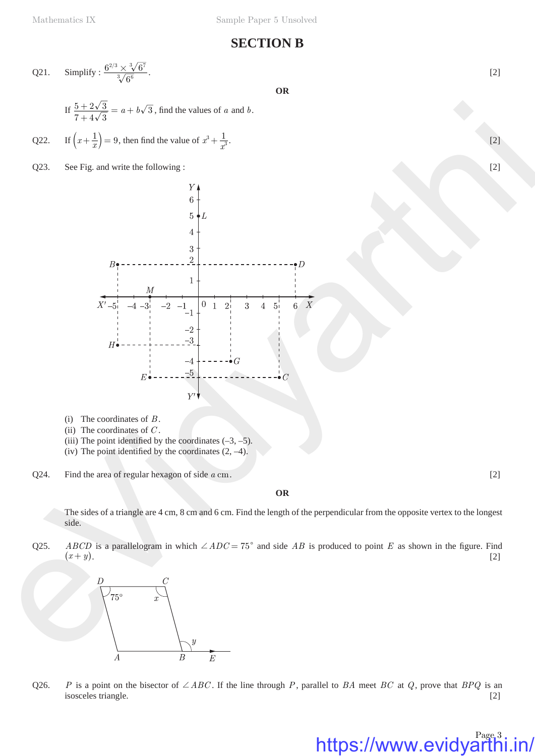# SECTION B

Q21. Simplify : $\dfrac{6^{2/3} \times \sqrt[3]{6^7}}{\sqrt[3]{6^6}}$. [2]

**OR**

If $\dfrac{5+2\sqrt{3}}{7+4\sqrt{3}} = a + b\sqrt{3}$, find the values of $a$ and $b$.

Q22. If $\left(x + \dfrac{1}{x}\right) = 9$, then find the value of $x^3 + \dfrac{1}{x^3}$. [2]

Q23. See Fig. and write the following : [2]

(i) The coordinates of $B$.
(ii) The coordinates of $C$.
(iii) The point identified by the coordinates (–3, –5).
(iv) The point identified by the coordinates (2, –4).

Q24. Find the area of regular hexagon of side $a$ cm. [2]

**OR**

The sides of a triangle are 4 cm, 8 cm and 6 cm. Find the length of the perpendicular from the opposite vertex to the longest side.

Q25. $ABCD$ is a parallelogram in which $\angle ADC = 75^\circ$ and side $AB$ is produced to point $E$ as shown in the figure. Find $(x + y)$. [2]

Q26. $P$ is a point on the bisector of $\angle ABC$. If the line through $P$, parallel to $BA$ meet $BC$ at $Q$, prove that $BPQ$ is an isosceles triangle. [2]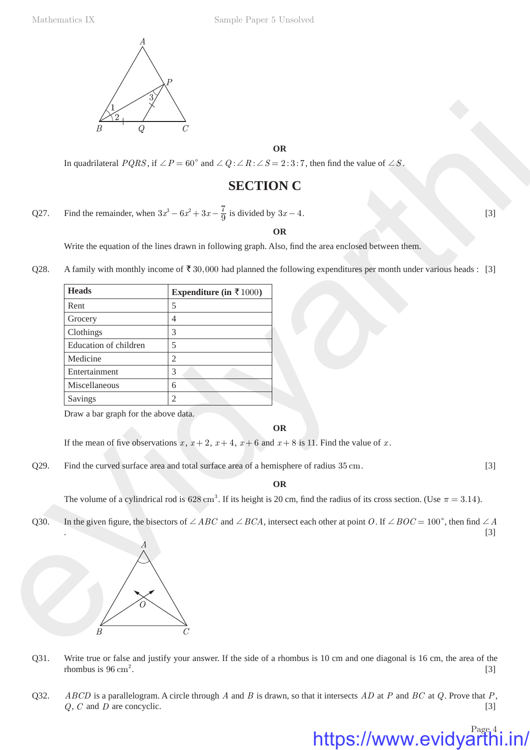**OR**

In quadrilateral $PQRS$, if $\angle P = 60^\circ$ and $\angle Q : \angle R : \angle S = 2:3:7$, then find the value of $\angle S$.

## SECTION C

Q27. Find the remainder, when $3x^3 - 6x^2 + 3x - \frac{7}{9}$ is divided by $3x - 4$. [3]

**OR**

Write the equation of the lines drawn in following graph. Also, find the area enclosed between them.

Q28. A family with monthly income of ₹ $30,000$ had planned the following expenditures per month under various heads : [3]

| **Heads** | **Expenditure (in ₹ 1000)** |
|---|---|
| Rent | 5 |
| Grocery | 4 |
| Clothings | 3 |
| Education of children | 5 |
| Medicine | 2 |
| Entertainment | 3 |
| Miscellaneous | 6 |
| Savings | 2 |

Draw a bar graph for the above data.

**OR**

If the mean of five observations $x$, $x + 2$, $x + 4$, $x + 6$ and $x + 8$ is 11. Find the value of $x$.

Q29. Find the curved surface area and total surface area of a hemisphere of radius $35$ cm. [3]

**OR**

The volume of a cylindrical rod is $628\text{ cm}^3$. If its height is 20 cm, find the radius of its cross section. (Use $\pi = 3.14$).

Q30. In the given figure, the bisectors of $\angle ABC$ and $\angle BCA$, intersect each other at point $O$. If $\angle BOC = 100^\circ$, then find $\angle A$. [3]

Q31. Write true or false and justify your answer. If the side of a rhombus is 10 cm and one diagonal is 16 cm, the area of the rhombus is $96\text{ cm}^2$. [3]

Q32. $ABCD$ is a parallelogram. A circle through $A$ and $B$ is drawn, so that it intersects $AD$ at $P$ and $BC$ at $Q$. Prove that $P$, $Q$, $C$ and $D$ are concyclic. [3]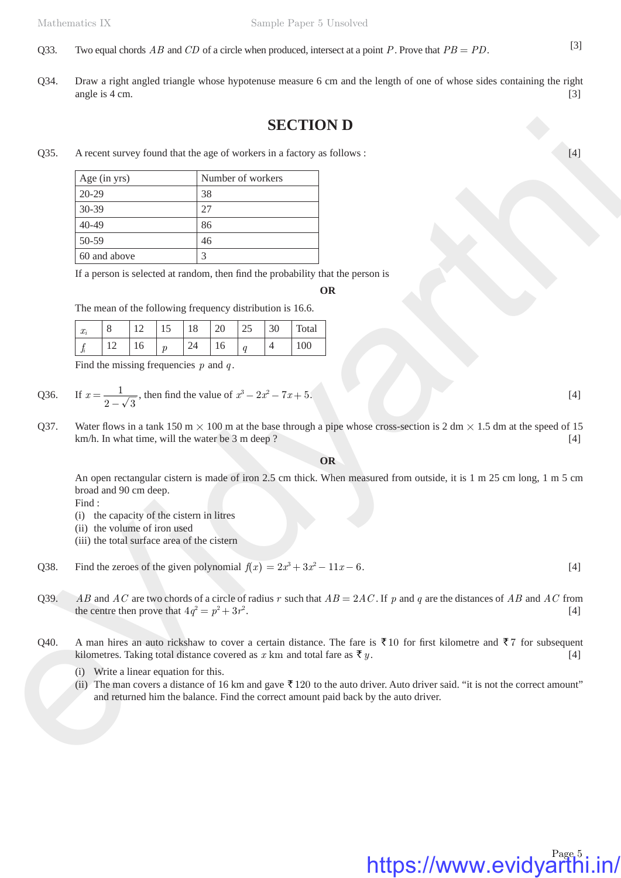Q33. Two equal chords $AB$ and $CD$ of a circle when produced, intersect at a point $P$. Prove that $PB = PD$. [3]

Q34. Draw a right angled triangle whose hypotenuse measure 6 cm and the length of one of whose sides containing the right angle is 4 cm. [3]

## SECTION D

Q35. A recent survey found that the age of workers in a factory as follows : [4]

| Age (in yrs) | Number of workers |
|---|---|
| 20-29 | 38 |
| 30-39 | 27 |
| 40-49 | 86 |
| 50-59 | 46 |
| 60 and above | 3 |

If a person is selected at random, then find the probability that the person is

**OR**

The mean of the following frequency distribution is 16.6.

| $x_i$ | 8 | 12 | 15 | 18 | 20 | 25 | 30 | Total |
|---|---|---|---|---|---|---|---|---|
| $f_i$ | 12 | 16 | $p$ | 24 | 16 | $q$ | 4 | 100 |

Find the missing frequencies $p$ and $q$.

Q36. If $x = \dfrac{1}{2-\sqrt{3}}$, then find the value of $x^3 - 2x^2 - 7x + 5$. [4]

Q37. Water flows in a tank 150 m $\times$ 100 m at the base through a pipe whose cross-section is 2 dm $\times$ 1.5 dm at the speed of 15 km/h. In what time, will the water be 3 m deep ? [4]

**OR**

An open rectangular cistern is made of iron 2.5 cm thick. When measured from outside, it is 1 m 25 cm long, 1 m 5 cm broad and 90 cm deep.
Find :
(i) the capacity of the cistern in litres
(ii) the volume of iron used
(iii) the total surface area of the cistern

Q38. Find the zeroes of the given polynomial $f(x) = 2x^3 + 3x^2 - 11x - 6$. [4]

Q39. $AB$ and $AC$ are two chords of a circle of radius $r$ such that $AB = 2AC$. If $p$ and $q$ are the distances of $AB$ and $AC$ from the centre then prove that $4q^2 = p^2 + 3r^2$. [4]

Q40. A man hires an auto rickshaw to cover a certain distance. The fare is ₹10 for first kilometre and ₹7 for subsequent kilometres. Taking total distance covered as $x$ km and total fare as ₹ $y$. [4]

(i) Write a linear equation for this.
(ii) The man covers a distance of 16 km and gave ₹120 to the auto driver. Auto driver said. "it is not the correct amount" and returned him the balance. Find the correct amount paid back by the auto driver.